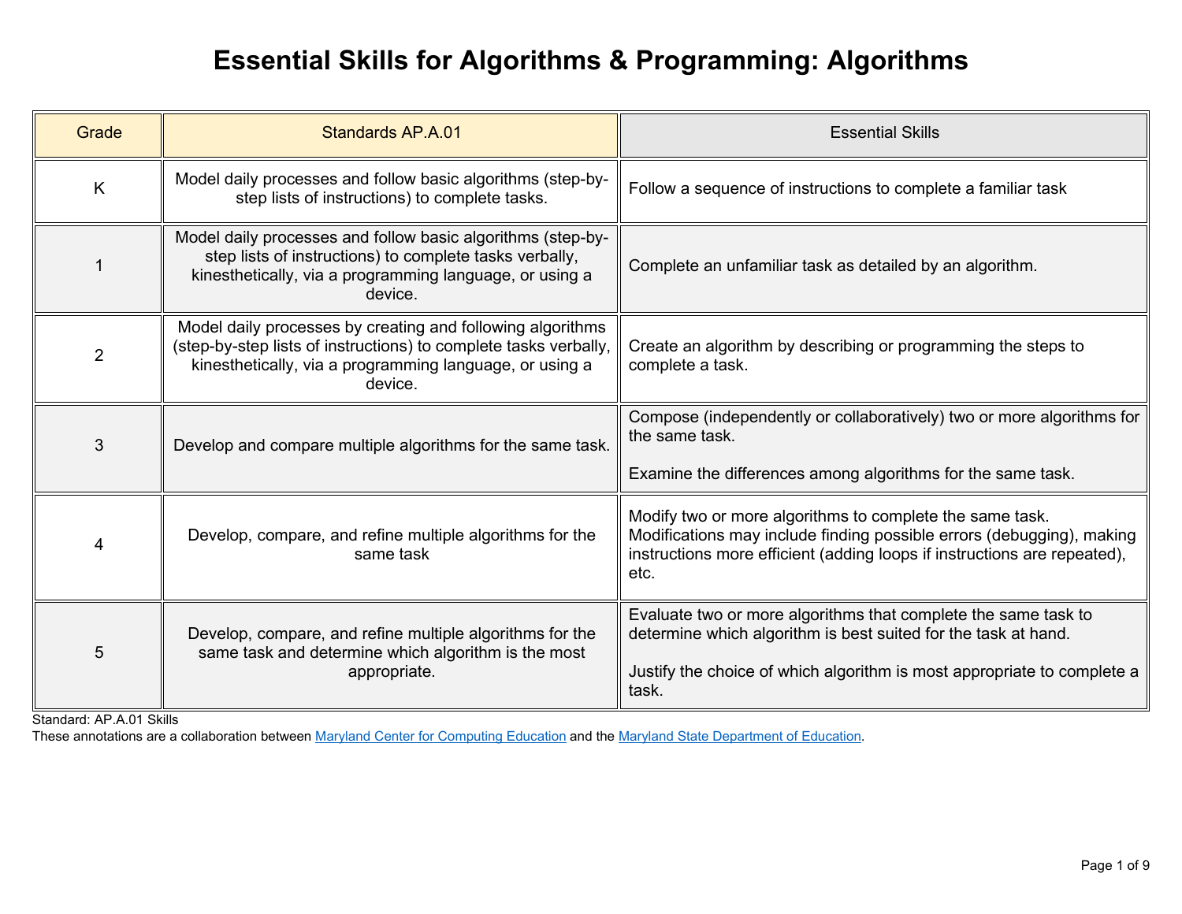# Essential Skills for Algorithms & Programming: Algorithms

| Grade | Standards AP.A.01 | Essential Skills |
|---|---|---|
| K | Model daily processes and follow basic algorithms (step-by-step lists of instructions) to complete tasks. | Follow a sequence of instructions to complete a familiar task |
| 1 | Model daily processes and follow basic algorithms (step-by-step lists of instructions) to complete tasks verbally, kinesthetically, via a programming language, or using a device. | Complete an unfamiliar task as detailed by an algorithm. |
| 2 | Model daily processes by creating and following algorithms (step-by-step lists of instructions) to complete tasks verbally, kinesthetically, via a programming language, or using a device. | Create an algorithm by describing or programming the steps to complete a task. |
| 3 | Develop and compare multiple algorithms for the same task. | Compose (independently or collaboratively) two or more algorithms for the same task.<br><br>Examine the differences among algorithms for the same task. |
| 4 | Develop, compare, and refine multiple algorithms for the same task | Modify two or more algorithms to complete the same task. Modifications may include finding possible errors (debugging), making instructions more efficient (adding loops if instructions are repeated), etc. |
| 5 | Develop, compare, and refine multiple algorithms for the same task and determine which algorithm is the most appropriate. | Evaluate two or more algorithms that complete the same task to determine which algorithm is best suited for the task at hand.<br><br>Justify the choice of which algorithm is most appropriate to complete a task. |

Standard: AP.A.01 Skills

These annotations are a collaboration between Maryland Center for Computing Education and the Maryland State Department of Education.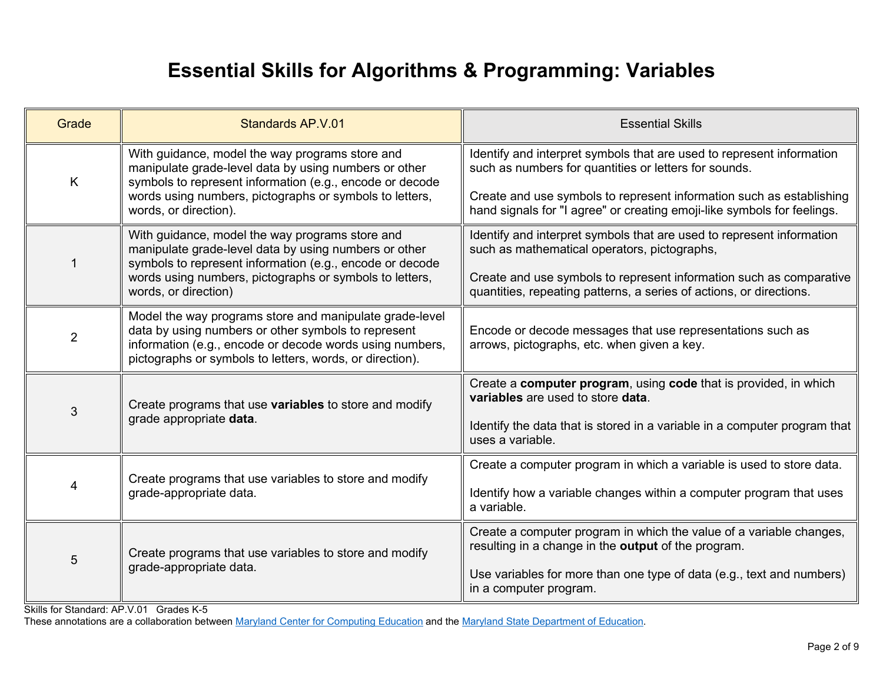# Essential Skills for Algorithms & Programming: Variables

| Grade | Standards AP.V.01 | Essential Skills |
| --- | --- | --- |
| K | With guidance, model the way programs store and manipulate grade-level data by using numbers or other symbols to represent information (e.g., encode or decode words using numbers, pictographs or symbols to letters, words, or direction). | Identify and interpret symbols that are used to represent information such as numbers for quantities or letters for sounds.<br><br>Create and use symbols to represent information such as establishing hand signals for "I agree" or creating emoji-like symbols for feelings. |
| 1 | With guidance, model the way programs store and manipulate grade-level data by using numbers or other symbols to represent information (e.g., encode or decode words using numbers, pictographs or symbols to letters, words, or direction) | Identify and interpret symbols that are used to represent information such as mathematical operators, pictographs,<br><br>Create and use symbols to represent information such as comparative quantities, repeating patterns, a series of actions, or directions. |
| 2 | Model the way programs store and manipulate grade-level data by using numbers or other symbols to represent information (e.g., encode or decode words using numbers, pictographs or symbols to letters, words, or direction). | Encode or decode messages that use representations such as arrows, pictographs, etc. when given a key. |
| 3 | Create programs that use **variables** to store and modify grade appropriate **data**. | Create a **computer program**, using **code** that is provided, in which **variables** are used to store **data**.<br><br>Identify the data that is stored in a variable in a computer program that uses a variable. |
| 4 | Create programs that use variables to store and modify grade-appropriate data. | Create a computer program in which a variable is used to store data.<br><br>Identify how a variable changes within a computer program that uses a variable. |
| 5 | Create programs that use variables to store and modify grade-appropriate data. | Create a computer program in which the value of a variable changes, resulting in a change in the **output** of the program.<br><br>Use variables for more than one type of data (e.g., text and numbers) in a computer program. |

Skills for Standard: AP.V.01 Grades K-5

These annotations are a collaboration between Maryland Center for Computing Education and the Maryland State Department of Education.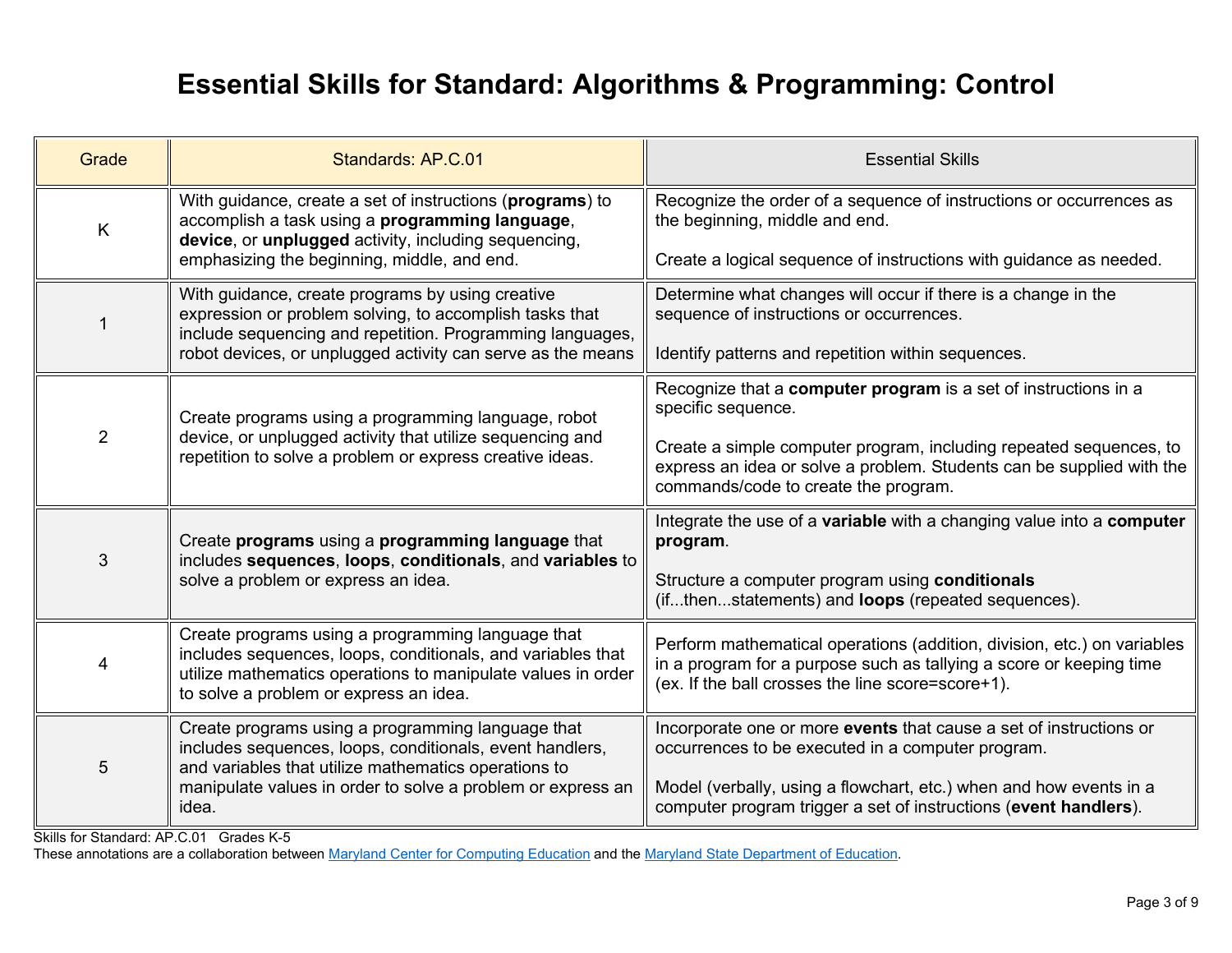# Essential Skills for Standard: Algorithms & Programming: Control

| Grade | Standards: AP.C.01 | Essential Skills |
|---|---|---|
| K | With guidance, create a set of instructions (**programs**) to accomplish a task using a **programming language**, **device**, or **unplugged** activity, including sequencing, emphasizing the beginning, middle, and end. | Recognize the order of a sequence of instructions or occurrences as the beginning, middle and end.<br><br>Create a logical sequence of instructions with guidance as needed. |
| 1 | With guidance, create programs by using creative expression or problem solving, to accomplish tasks that include sequencing and repetition. Programming languages, robot devices, or unplugged activity can serve as the means | Determine what changes will occur if there is a change in the sequence of instructions or occurrences.<br><br>Identify patterns and repetition within sequences. |
| 2 | Create programs using a programming language, robot device, or unplugged activity that utilize sequencing and repetition to solve a problem or express creative ideas. | Recognize that a **computer program** is a set of instructions in a specific sequence.<br><br>Create a simple computer program, including repeated sequences, to express an idea or solve a problem. Students can be supplied with the commands/code to create the program. |
| 3 | Create **programs** using a **programming language** that includes **sequences**, **loops**, **conditionals**, and **variables** to solve a problem or express an idea. | Integrate the use of a **variable** with a changing value into a **computer program**.<br><br>Structure a computer program using **conditionals** (if...then...statements) and **loops** (repeated sequences). |
| 4 | Create programs using a programming language that includes sequences, loops, conditionals, and variables that utilize mathematics operations to manipulate values in order to solve a problem or express an idea. | Perform mathematical operations (addition, division, etc.) on variables in a program for a purpose such as tallying a score or keeping time (ex. If the ball crosses the line score=score+1). |
| 5 | Create programs using a programming language that includes sequences, loops, conditionals, event handlers, and variables that utilize mathematics operations to manipulate values in order to solve a problem or express an idea. | Incorporate one or more **events** that cause a set of instructions or occurrences to be executed in a computer program.<br><br>Model (verbally, using a flowchart, etc.) when and how events in a computer program trigger a set of instructions (**event handlers**). |

Skills for Standard: AP.C.01 Grades K-5

These annotations are a collaboration between [Maryland Center for Computing Education](#) and the [Maryland State Department of Education](#).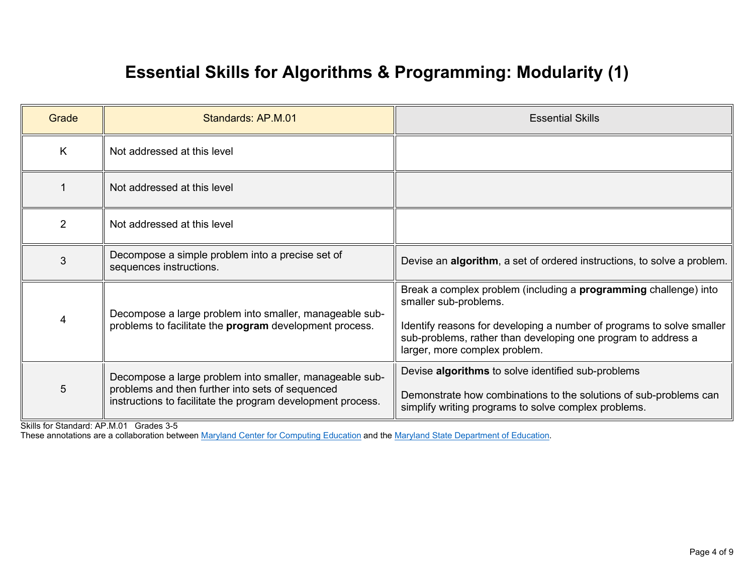# Essential Skills for Algorithms & Programming: Modularity (1)

| Grade | Standards: AP.M.01 | Essential Skills |
|---|---|---|
| K | Not addressed at this level | |
| 1 | Not addressed at this level | |
| 2 | Not addressed at this level | |
| 3 | Decompose a simple problem into a precise set of sequences instructions. | Devise an **algorithm**, a set of ordered instructions, to solve a problem. |
| 4 | Decompose a large problem into smaller, manageable sub-problems to facilitate the **program** development process. | Break a complex problem (including a **programming** challenge) into smaller sub-problems.<br><br>Identify reasons for developing a number of programs to solve smaller sub-problems, rather than developing one program to address a larger, more complex problem. |
| 5 | Decompose a large problem into smaller, manageable sub-problems and then further into sets of sequenced instructions to facilitate the program development process. | Devise **algorithms** to solve identified sub-problems<br><br>Demonstrate how combinations to the solutions of sub-problems can simplify writing programs to solve complex problems. |

Skills for Standard: AP.M.01 Grades 3-5

These annotations are a collaboration between Maryland Center for Computing Education and the Maryland State Department of Education.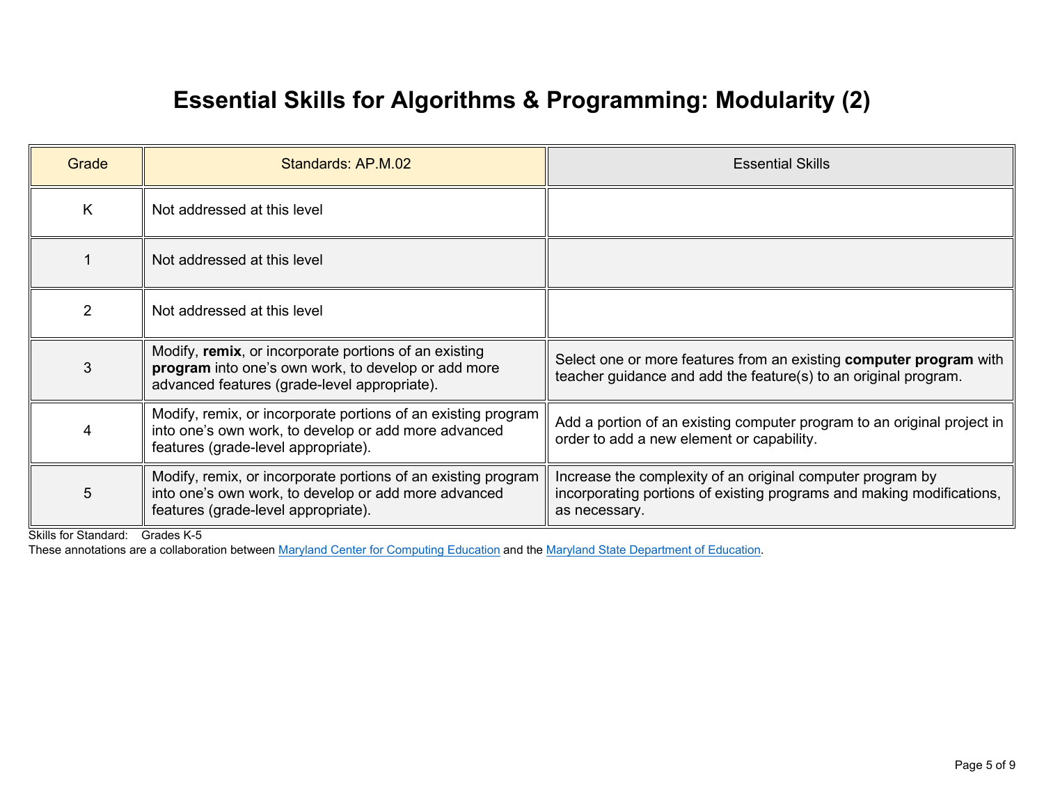# Essential Skills for Algorithms & Programming: Modularity (2)

| Grade | Standards: AP.M.02 | Essential Skills |
|---|---|---|
| K | Not addressed at this level | |
| 1 | Not addressed at this level | |
| 2 | Not addressed at this level | |
| 3 | Modify, **remix**, or incorporate portions of an existing **program** into one's own work, to develop or add more advanced features (grade-level appropriate). | Select one or more features from an existing **computer program** with teacher guidance and add the feature(s) to an original program. |
| 4 | Modify, remix, or incorporate portions of an existing program into one's own work, to develop or add more advanced features (grade-level appropriate). | Add a portion of an existing computer program to an original project in order to add a new element or capability. |
| 5 | Modify, remix, or incorporate portions of an existing program into one's own work, to develop or add more advanced features (grade-level appropriate). | Increase the complexity of an original computer program by incorporating portions of existing programs and making modifications, as necessary. |

Skills for Standard: Grades K-5

These annotations are a collaboration between [Maryland Center for Computing Education]() and the [Maryland State Department of Education]().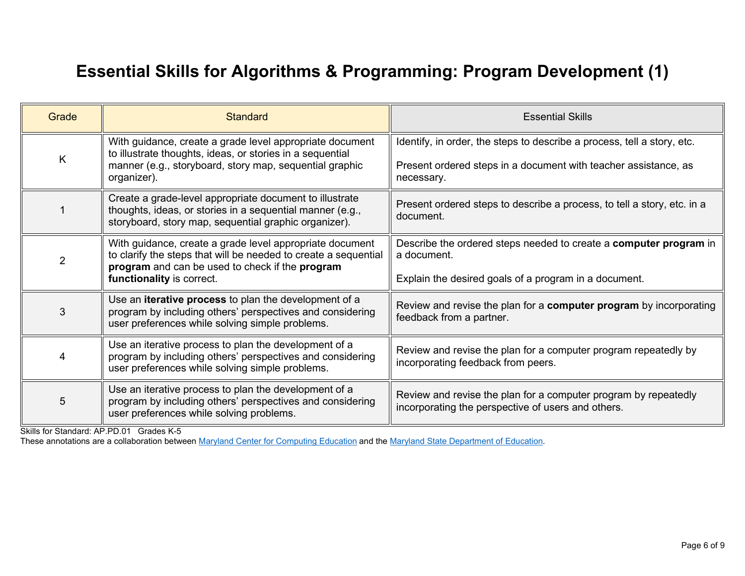# Essential Skills for Algorithms & Programming: Program Development (1)

| Grade | Standard | Essential Skills |
|---|---|---|
| K | With guidance, create a grade level appropriate document to illustrate thoughts, ideas, or stories in a sequential manner (e.g., storyboard, story map, sequential graphic organizer). | Identify, in order, the steps to describe a process, tell a story, etc.<br><br>Present ordered steps in a document with teacher assistance, as necessary. |
| 1 | Create a grade-level appropriate document to illustrate thoughts, ideas, or stories in a sequential manner (e.g., storyboard, story map, sequential graphic organizer). | Present ordered steps to describe a process, to tell a story, etc. in a document. |
| 2 | With guidance, create a grade level appropriate document to clarify the steps that will be needed to create a sequential **program** and can be used to check if the **program functionality** is correct. | Describe the ordered steps needed to create a **computer program** in a document.<br><br>Explain the desired goals of a program in a document. |
| 3 | Use an **iterative process** to plan the development of a program by including others' perspectives and considering user preferences while solving simple problems. | Review and revise the plan for a **computer program** by incorporating feedback from a partner. |
| 4 | Use an iterative process to plan the development of a program by including others' perspectives and considering user preferences while solving simple problems. | Review and revise the plan for a computer program repeatedly by incorporating feedback from peers. |
| 5 | Use an iterative process to plan the development of a program by including others' perspectives and considering user preferences while solving problems. | Review and revise the plan for a computer program by repeatedly incorporating the perspective of users and others. |

Skills for Standard: AP.PD.01 Grades K-5

These annotations are a collaboration between [Maryland Center for Computing Education] and the [Maryland State Department of Education].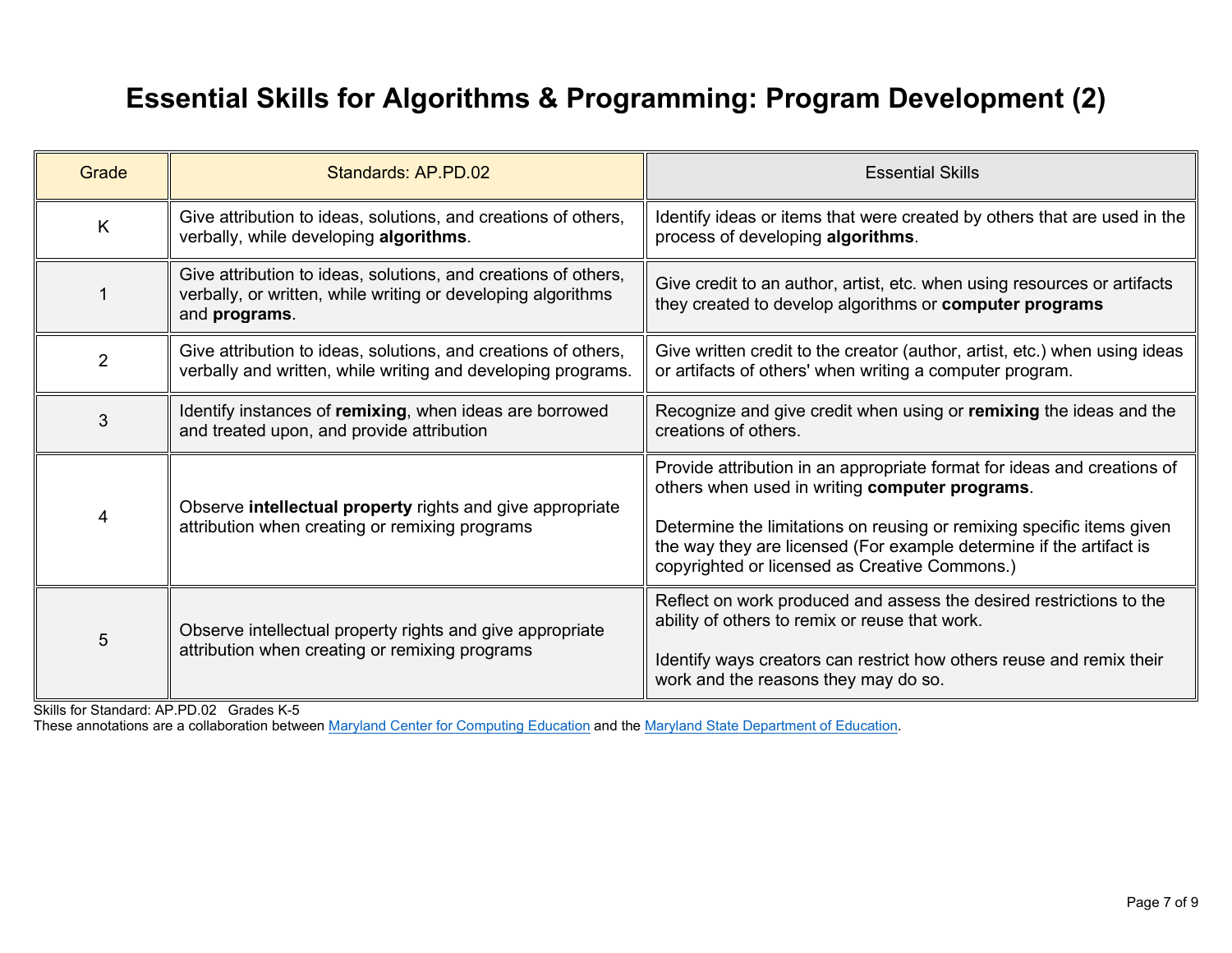# Essential Skills for Algorithms & Programming: Program Development (2)

| Grade | Standards: AP.PD.02 | Essential Skills |
|---|---|---|
| K | Give attribution to ideas, solutions, and creations of others, verbally, while developing **algorithms**. | Identify ideas or items that were created by others that are used in the process of developing **algorithms**. |
| 1 | Give attribution to ideas, solutions, and creations of others, verbally, or written, while writing or developing algorithms and **programs**. | Give credit to an author, artist, etc. when using resources or artifacts they created to develop algorithms or **computer programs** |
| 2 | Give attribution to ideas, solutions, and creations of others, verbally and written, while writing and developing programs. | Give written credit to the creator (author, artist, etc.) when using ideas or artifacts of others' when writing a computer program. |
| 3 | Identify instances of **remixing**, when ideas are borrowed and treated upon, and provide attribution | Recognize and give credit when using or **remixing** the ideas and the creations of others. |
| 4 | Observe **intellectual property** rights and give appropriate attribution when creating or remixing programs | Provide attribution in an appropriate format for ideas and creations of others when used in writing **computer programs**.<br><br>Determine the limitations on reusing or remixing specific items given the way they are licensed (For example determine if the artifact is copyrighted or licensed as Creative Commons.) |
| 5 | Observe intellectual property rights and give appropriate attribution when creating or remixing programs | Reflect on work produced and assess the desired restrictions to the ability of others to remix or reuse that work.<br><br>Identify ways creators can restrict how others reuse and remix their work and the reasons they may do so. |

Skills for Standard: AP.PD.02 Grades K-5

These annotations are a collaboration between [Maryland Center for Computing Education]() and the [Maryland State Department of Education]().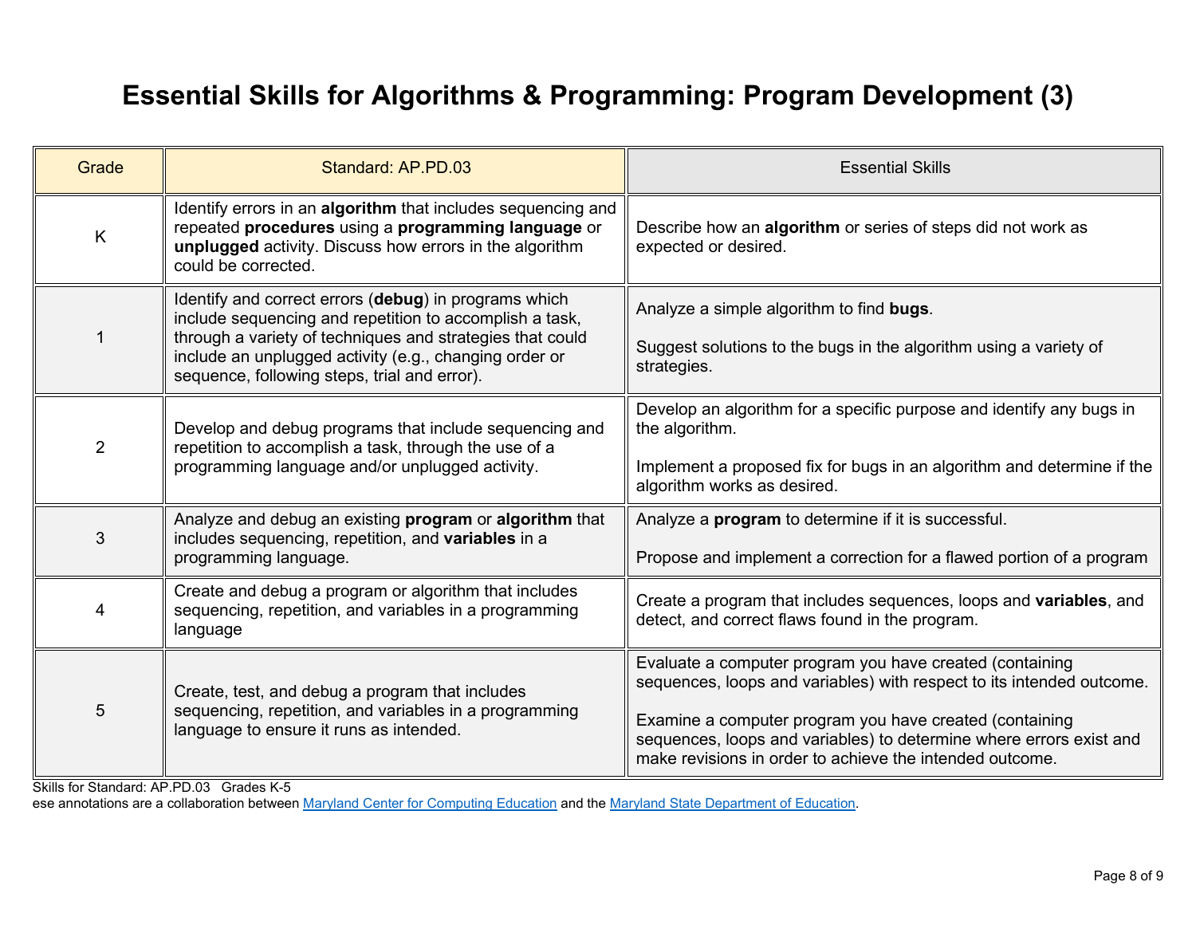# Essential Skills for Algorithms & Programming: Program Development (3)

| Grade | Standard: AP.PD.03 | Essential Skills |
|---|---|---|
| K | Identify errors in an **algorithm** that includes sequencing and repeated **procedures** using a **programming language** or **unplugged** activity. Discuss how errors in the algorithm could be corrected. | Describe how an **algorithm** or series of steps did not work as expected or desired. |
| 1 | Identify and correct errors (**debug**) in programs which include sequencing and repetition to accomplish a task, through a variety of techniques and strategies that could include an unplugged activity (e.g., changing order or sequence, following steps, trial and error). | Analyze a simple algorithm to find **bugs**.<br><br>Suggest solutions to the bugs in the algorithm using a variety of strategies. |
| 2 | Develop and debug programs that include sequencing and repetition to accomplish a task, through the use of a programming language and/or unplugged activity. | Develop an algorithm for a specific purpose and identify any bugs in the algorithm.<br><br>Implement a proposed fix for bugs in an algorithm and determine if the algorithm works as desired. |
| 3 | Analyze and debug an existing **program** or **algorithm** that includes sequencing, repetition, and **variables** in a programming language. | Analyze a **program** to determine if it is successful.<br><br>Propose and implement a correction for a flawed portion of a program |
| 4 | Create and debug a program or algorithm that includes sequencing, repetition, and variables in a programming language | Create a program that includes sequences, loops and **variables**, and detect, and correct flaws found in the program. |
| 5 | Create, test, and debug a program that includes sequencing, repetition, and variables in a programming language to ensure it runs as intended. | Evaluate a computer program you have created (containing sequences, loops and variables) with respect to its intended outcome.<br><br>Examine a computer program you have created (containing sequences, loops and variables) to determine where errors exist and make revisions in order to achieve the intended outcome. |

Skills for Standard: AP.PD.03 Grades K-5

ese annotations are a collaboration between [Maryland Center for Computing Education]() and the [Maryland State Department of Education]().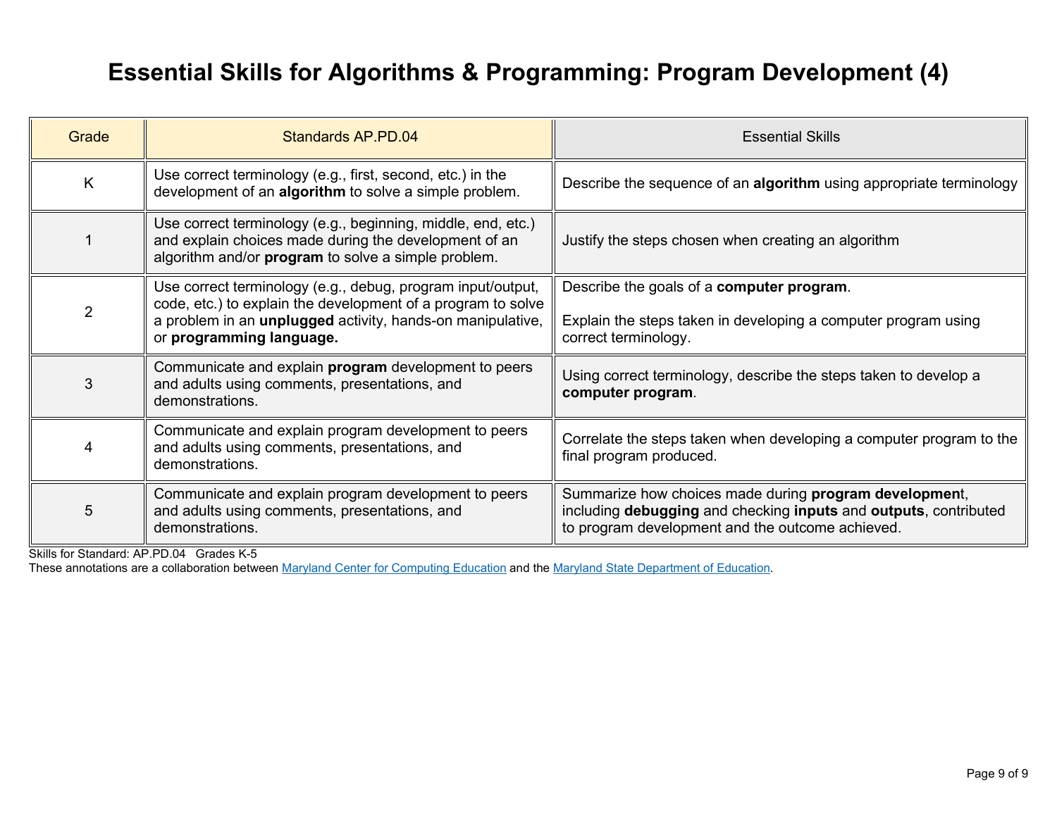# Essential Skills for Algorithms & Programming: Program Development (4)

| Grade | Standards AP.PD.04 | Essential Skills |
|---|---|---|
| K | Use correct terminology (e.g., first, second, etc.) in the development of an **algorithm** to solve a simple problem. | Describe the sequence of an **algorithm** using appropriate terminology |
| 1 | Use correct terminology (e.g., beginning, middle, end, etc.) and explain choices made during the development of an algorithm and/or **program** to solve a simple problem. | Justify the steps chosen when creating an algorithm |
| 2 | Use correct terminology (e.g., debug, program input/output, code, etc.) to explain the development of a program to solve a problem in an **unplugged** activity, hands-on manipulative, or **programming language.** | Describe the goals of a **computer program**.<br><br>Explain the steps taken in developing a computer program using correct terminology. |
| 3 | Communicate and explain **program** development to peers and adults using comments, presentations, and demonstrations. | Using correct terminology, describe the steps taken to develop a **computer program**. |
| 4 | Communicate and explain program development to peers and adults using comments, presentations, and demonstrations. | Correlate the steps taken when developing a computer program to the final program produced. |
| 5 | Communicate and explain program development to peers and adults using comments, presentations, and demonstrations. | Summarize how choices made during **program development**, including **debugging** and checking **inputs** and **outputs**, contributed to program development and the outcome achieved. |

Skills for Standard: AP.PD.04 Grades K-5

These annotations are a collaboration between [Maryland Center for Computing Education] and the [Maryland State Department of Education].